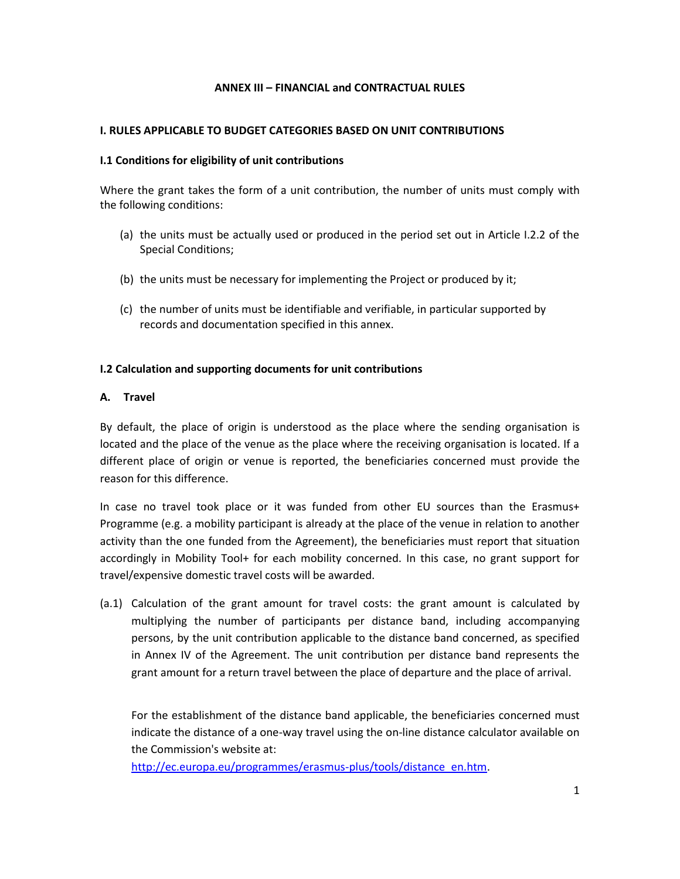# ANNEX III – FINANCIAL and CONTRACTUAL RULES

## I. RULES APPLICABLE TO BUDGET CATEGORIES BASED ON UNIT CONTRIBUTIONS

### I.1 Conditions for eligibility of unit contributions

Where the grant takes the form of a unit contribution, the number of units must comply with the following conditions:

(a) the units must be actually used or produced in the period set out in Article I.2.2 of the Special Conditions;

(b) the units must be necessary for implementing the Project or produced by it;

(c) the number of units must be identifiable and verifiable, in particular supported by records and documentation specified in this annex.

### I.2 Calculation and supporting documents for unit contributions

#### A. Travel

By default, the place of origin is understood as the place where the sending organisation is located and the place of the venue as the place where the receiving organisation is located. If a different place of origin or venue is reported, the beneficiaries concerned must provide the reason for this difference.

In case no travel took place or it was funded from other EU sources than the Erasmus+ Programme (e.g. a mobility participant is already at the place of the venue in relation to another activity than the one funded from the Agreement), the beneficiaries must report that situation accordingly in Mobility Tool+ for each mobility concerned. In this case, no grant support for travel/expensive domestic travel costs will be awarded.

(a.1) Calculation of the grant amount for travel costs: the grant amount is calculated by multiplying the number of participants per distance band, including accompanying persons, by the unit contribution applicable to the distance band concerned, as specified in Annex IV of the Agreement. The unit contribution per distance band represents the grant amount for a return travel between the place of departure and the place of arrival.

For the establishment of the distance band applicable, the beneficiaries concerned must indicate the distance of a one-way travel using the on-line distance calculator available on the Commission's website at: [http://ec.europa.eu/programmes/erasmus-plus/tools/distance_en.htm](http://ec.europa.eu/programmes/erasmus-plus/tools/distance_en.htm).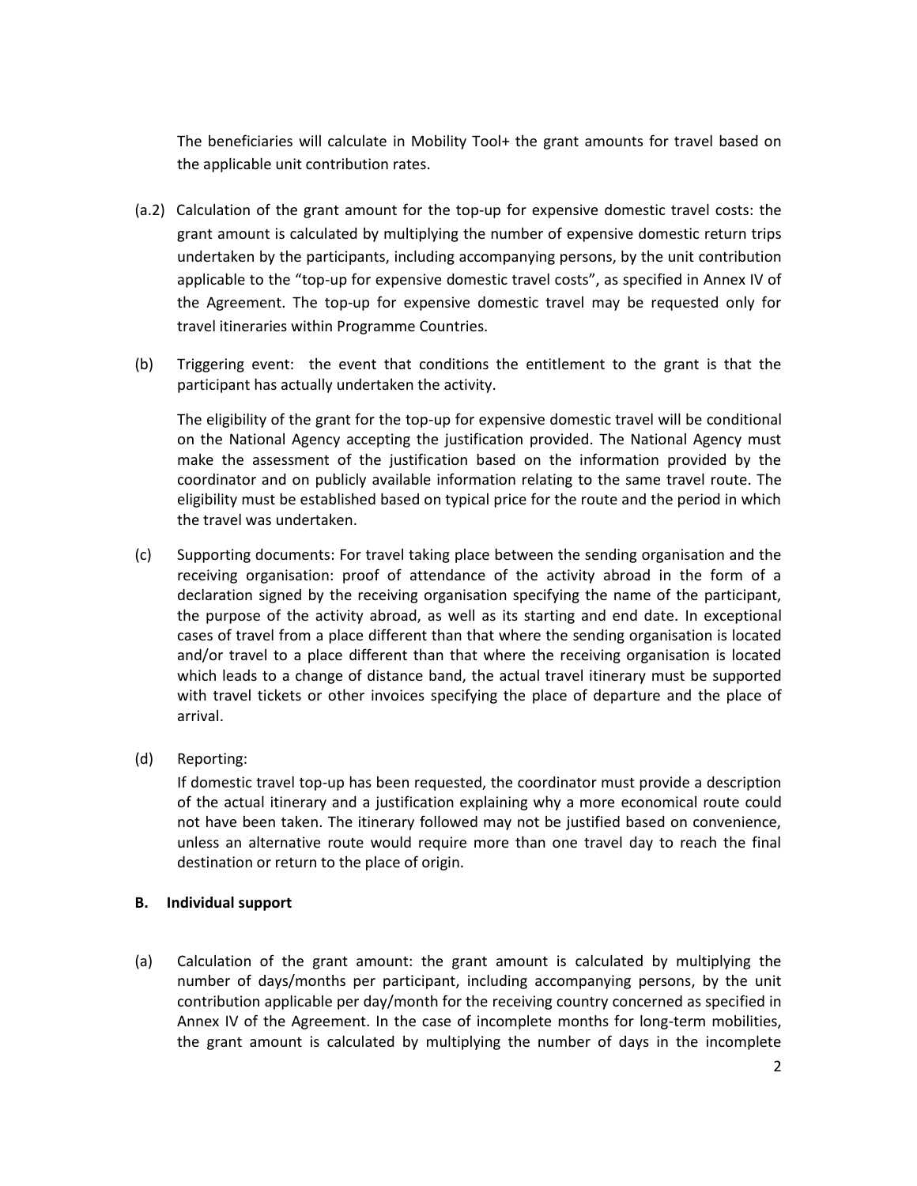The beneficiaries will calculate in Mobility Tool+ the grant amounts for travel based on the applicable unit contribution rates.

(a.2) Calculation of the grant amount for the top-up for expensive domestic travel costs: the grant amount is calculated by multiplying the number of expensive domestic return trips undertaken by the participants, including accompanying persons, by the unit contribution applicable to the "top-up for expensive domestic travel costs", as specified in Annex IV of the Agreement. The top-up for expensive domestic travel may be requested only for travel itineraries within Programme Countries.

(b) Triggering event: the event that conditions the entitlement to the grant is that the participant has actually undertaken the activity.

The eligibility of the grant for the top-up for expensive domestic travel will be conditional on the National Agency accepting the justification provided. The National Agency must make the assessment of the justification based on the information provided by the coordinator and on publicly available information relating to the same travel route. The eligibility must be established based on typical price for the route and the period in which the travel was undertaken.

(c) Supporting documents: For travel taking place between the sending organisation and the receiving organisation: proof of attendance of the activity abroad in the form of a declaration signed by the receiving organisation specifying the name of the participant, the purpose of the activity abroad, as well as its starting and end date. In exceptional cases of travel from a place different than that where the sending organisation is located and/or travel to a place different than that where the receiving organisation is located which leads to a change of distance band, the actual travel itinerary must be supported with travel tickets or other invoices specifying the place of departure and the place of arrival.

(d) Reporting:

If domestic travel top-up has been requested, the coordinator must provide a description of the actual itinerary and a justification explaining why a more economical route could not have been taken. The itinerary followed may not be justified based on convenience, unless an alternative route would require more than one travel day to reach the final destination or return to the place of origin.

**B. Individual support**

(a) Calculation of the grant amount: the grant amount is calculated by multiplying the number of days/months per participant, including accompanying persons, by the unit contribution applicable per day/month for the receiving country concerned as specified in Annex IV of the Agreement. In the case of incomplete months for long-term mobilities, the grant amount is calculated by multiplying the number of days in the incomplete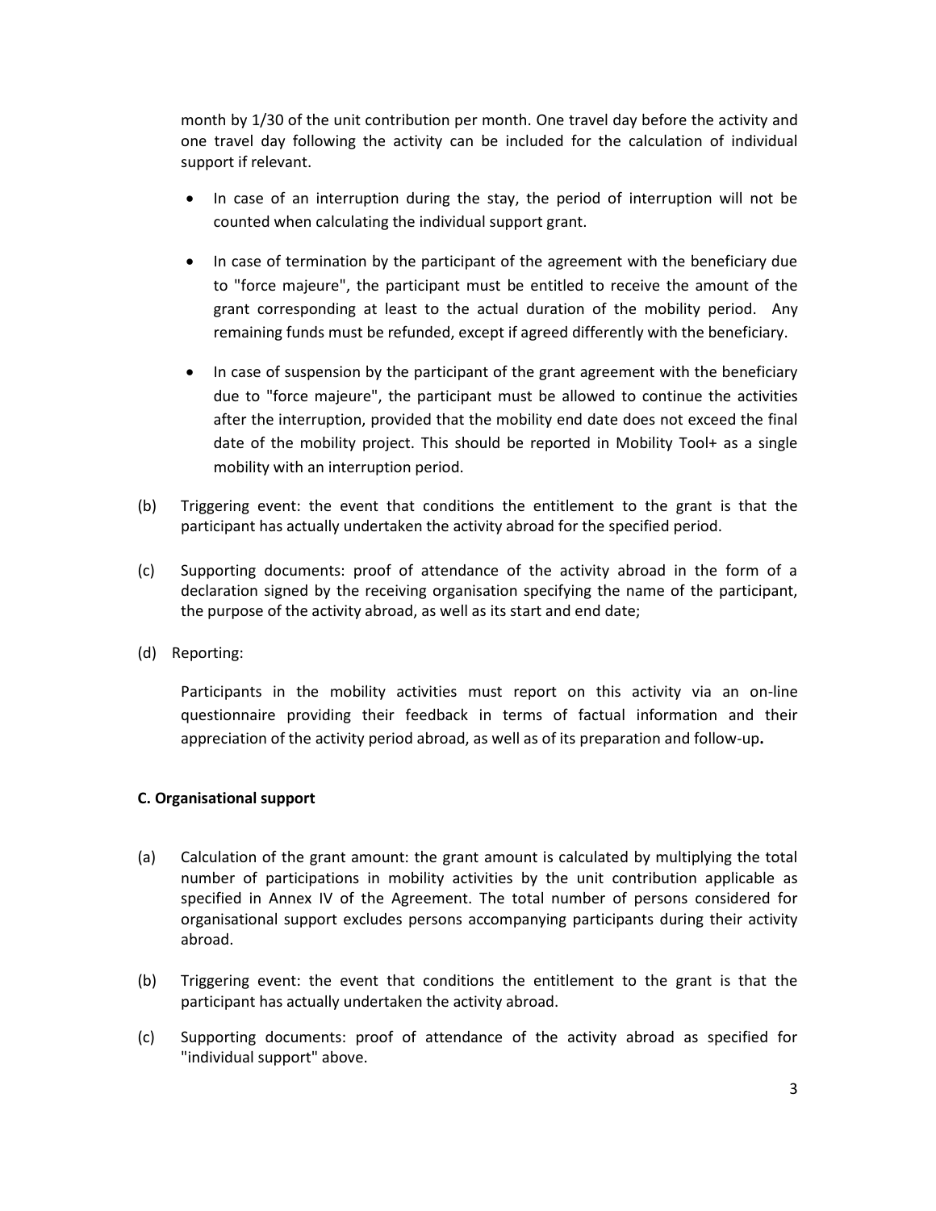month by 1/30 of the unit contribution per month. One travel day before the activity and one travel day following the activity can be included for the calculation of individual support if relevant.

- In case of an interruption during the stay, the period of interruption will not be counted when calculating the individual support grant.
- In case of termination by the participant of the agreement with the beneficiary due to "force majeure", the participant must be entitled to receive the amount of the grant corresponding at least to the actual duration of the mobility period. Any remaining funds must be refunded, except if agreed differently with the beneficiary.
- In case of suspension by the participant of the grant agreement with the beneficiary due to "force majeure", the participant must be allowed to continue the activities after the interruption, provided that the mobility end date does not exceed the final date of the mobility project. This should be reported in Mobility Tool+ as a single mobility with an interruption period.

(b) Triggering event: the event that conditions the entitlement to the grant is that the participant has actually undertaken the activity abroad for the specified period.

(c) Supporting documents: proof of attendance of the activity abroad in the form of a declaration signed by the receiving organisation specifying the name of the participant, the purpose of the activity abroad, as well as its start and end date;

(d) Reporting:

Participants in the mobility activities must report on this activity via an on-line questionnaire providing their feedback in terms of factual information and their appreciation of the activity period abroad, as well as of its preparation and follow-up**.**

**C. Organisational support**

(a) Calculation of the grant amount: the grant amount is calculated by multiplying the total number of participations in mobility activities by the unit contribution applicable as specified in Annex IV of the Agreement. The total number of persons considered for organisational support excludes persons accompanying participants during their activity abroad.

(b) Triggering event: the event that conditions the entitlement to the grant is that the participant has actually undertaken the activity abroad.

(c) Supporting documents: proof of attendance of the activity abroad as specified for "individual support" above.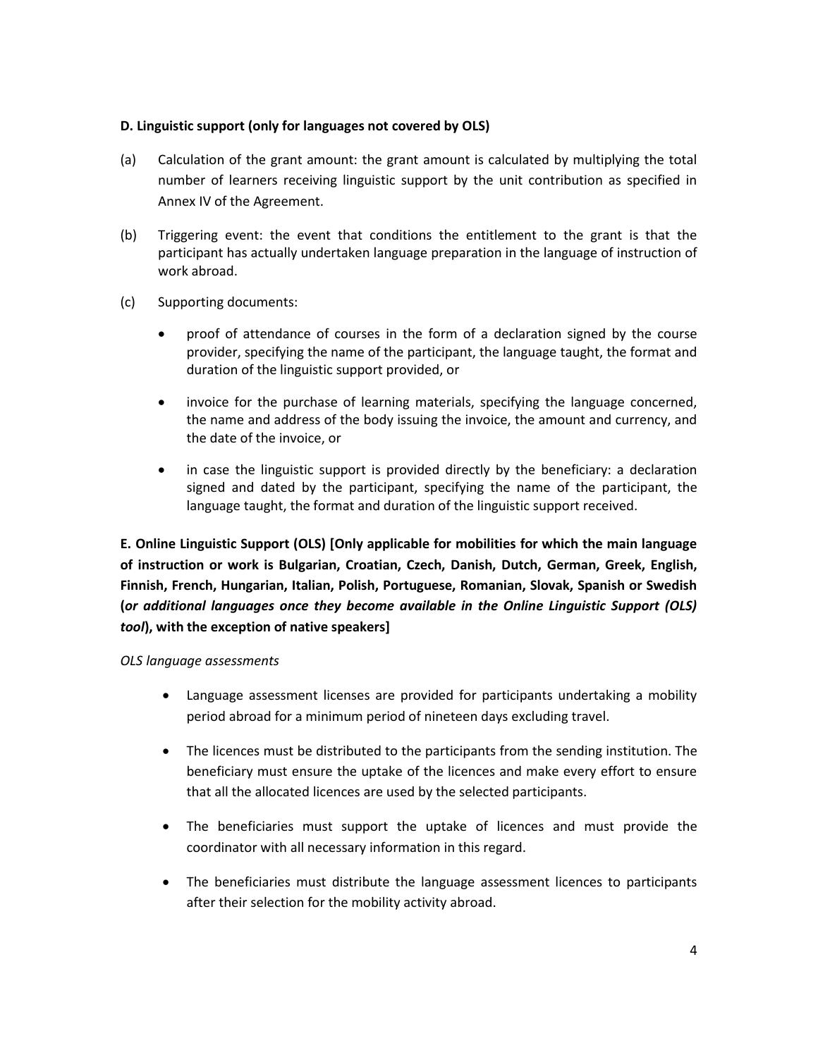**D. Linguistic support (only for languages not covered by OLS)**

(a) Calculation of the grant amount: the grant amount is calculated by multiplying the total number of learners receiving linguistic support by the unit contribution as specified in Annex IV of the Agreement.

(b) Triggering event: the event that conditions the entitlement to the grant is that the participant has actually undertaken language preparation in the language of instruction of work abroad.

(c) Supporting documents:

- proof of attendance of courses in the form of a declaration signed by the course provider, specifying the name of the participant, the language taught, the format and duration of the linguistic support provided, or
- invoice for the purchase of learning materials, specifying the language concerned, the name and address of the body issuing the invoice, the amount and currency, and the date of the invoice, or
- in case the linguistic support is provided directly by the beneficiary: a declaration signed and dated by the participant, specifying the name of the participant, the language taught, the format and duration of the linguistic support received.

**E. Online Linguistic Support (OLS) [Only applicable for mobilities for which the main language of instruction or work is Bulgarian, Croatian, Czech, Danish, Dutch, German, Greek, English, Finnish, French, Hungarian, Italian, Polish, Portuguese, Romanian, Slovak, Spanish or Swedish (*or additional languages once they become available in the Online Linguistic Support (OLS) tool*), with the exception of native speakers]**

*OLS language assessments*

- Language assessment licenses are provided for participants undertaking a mobility period abroad for a minimum period of nineteen days excluding travel.
- The licences must be distributed to the participants from the sending institution. The beneficiary must ensure the uptake of the licences and make every effort to ensure that all the allocated licences are used by the selected participants.
- The beneficiaries must support the uptake of licences and must provide the coordinator with all necessary information in this regard.
- The beneficiaries must distribute the language assessment licences to participants after their selection for the mobility activity abroad.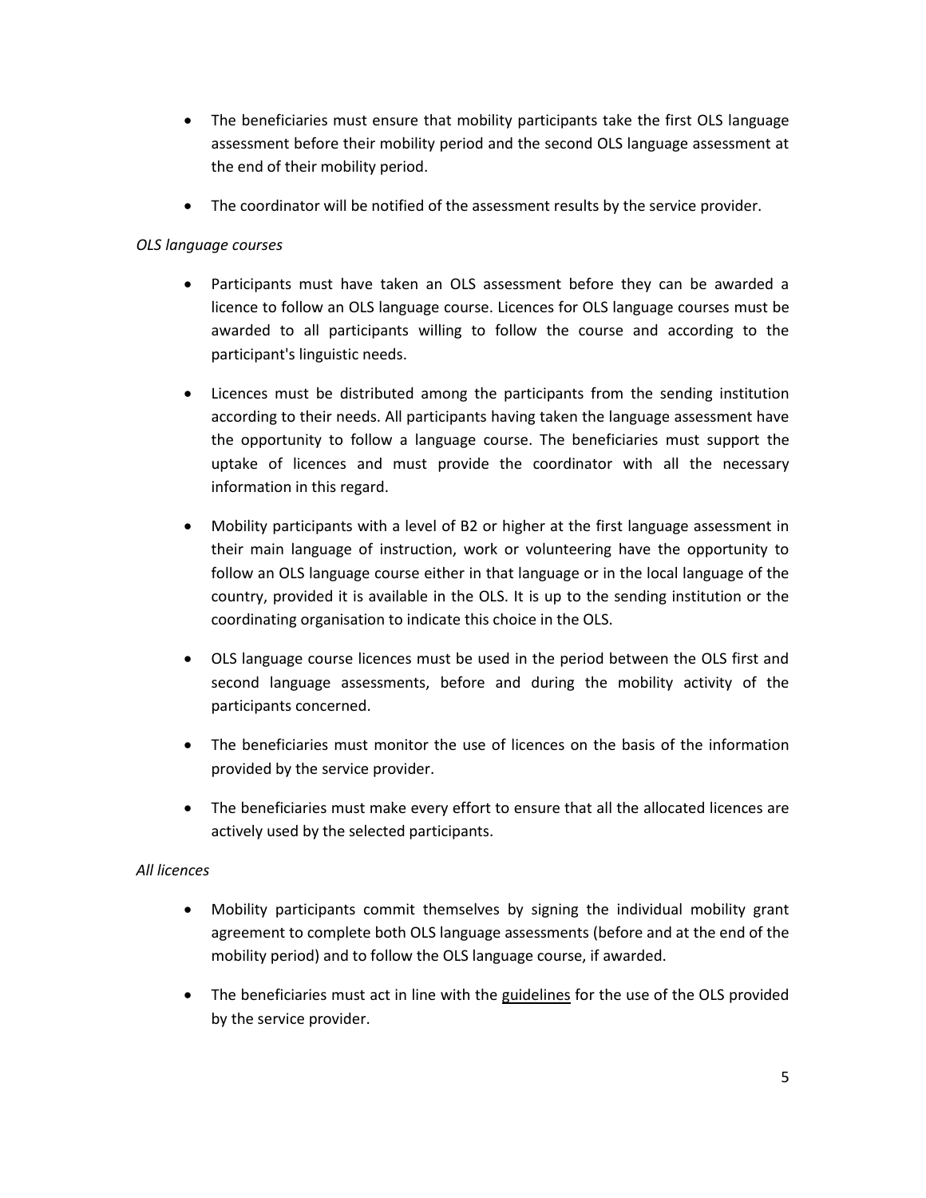- The beneficiaries must ensure that mobility participants take the first OLS language assessment before their mobility period and the second OLS language assessment at the end of their mobility period.

- The coordinator will be notified of the assessment results by the service provider.

*OLS language courses*

- Participants must have taken an OLS assessment before they can be awarded a licence to follow an OLS language course. Licences for OLS language courses must be awarded to all participants willing to follow the course and according to the participant's linguistic needs.

- Licences must be distributed among the participants from the sending institution according to their needs. All participants having taken the language assessment have the opportunity to follow a language course. The beneficiaries must support the uptake of licences and must provide the coordinator with all the necessary information in this regard.

- Mobility participants with a level of B2 or higher at the first language assessment in their main language of instruction, work or volunteering have the opportunity to follow an OLS language course either in that language or in the local language of the country, provided it is available in the OLS. It is up to the sending institution or the coordinating organisation to indicate this choice in the OLS.

- OLS language course licences must be used in the period between the OLS first and second language assessments, before and during the mobility activity of the participants concerned.

- The beneficiaries must monitor the use of licences on the basis of the information provided by the service provider.

- The beneficiaries must make every effort to ensure that all the allocated licences are actively used by the selected participants.

*All licences*

- Mobility participants commit themselves by signing the individual mobility grant agreement to complete both OLS language assessments (before and at the end of the mobility period) and to follow the OLS language course, if awarded.

- The beneficiaries must act in line with the guidelines for the use of the OLS provided by the service provider.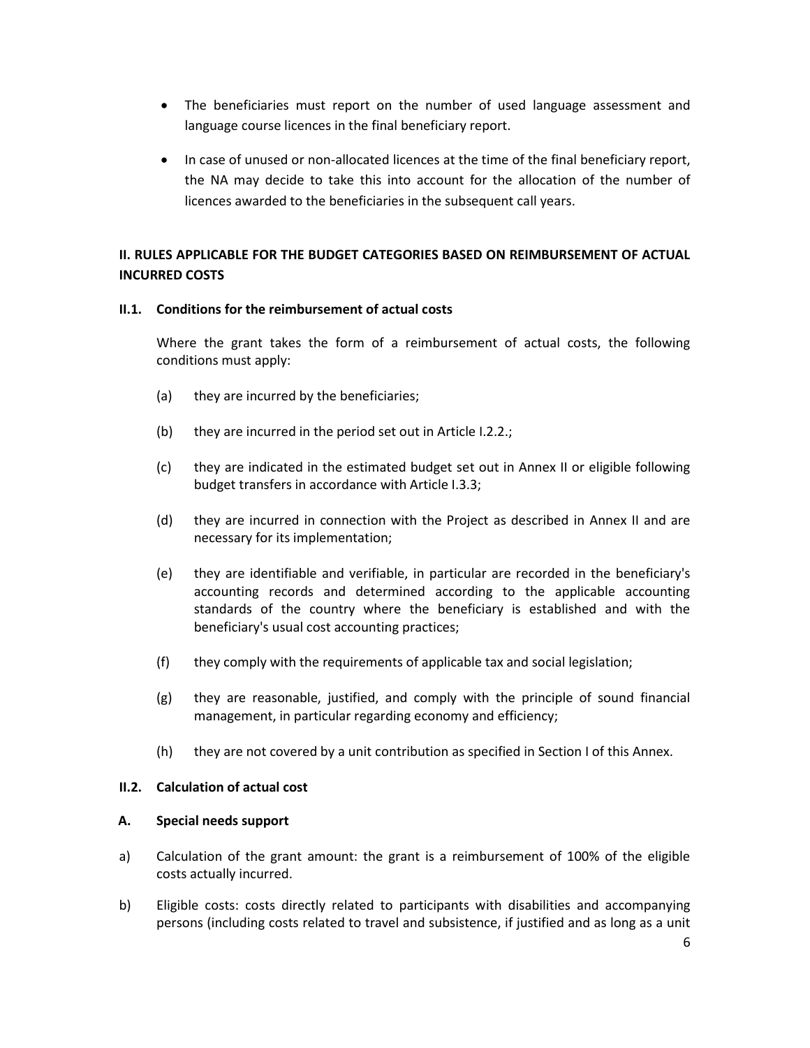- The beneficiaries must report on the number of used language assessment and language course licences in the final beneficiary report.
- In case of unused or non-allocated licences at the time of the final beneficiary report, the NA may decide to take this into account for the allocation of the number of licences awarded to the beneficiaries in the subsequent call years.

## II. RULES APPLICABLE FOR THE BUDGET CATEGORIES BASED ON REIMBURSEMENT OF ACTUAL INCURRED COSTS

### II.1. Conditions for the reimbursement of actual costs

Where the grant takes the form of a reimbursement of actual costs, the following conditions must apply:

(a) they are incurred by the beneficiaries;

(b) they are incurred in the period set out in Article I.2.2.;

(c) they are indicated in the estimated budget set out in Annex II or eligible following budget transfers in accordance with Article I.3.3;

(d) they are incurred in connection with the Project as described in Annex II and are necessary for its implementation;

(e) they are identifiable and verifiable, in particular are recorded in the beneficiary's accounting records and determined according to the applicable accounting standards of the country where the beneficiary is established and with the beneficiary's usual cost accounting practices;

(f) they comply with the requirements of applicable tax and social legislation;

(g) they are reasonable, justified, and comply with the principle of sound financial management, in particular regarding economy and efficiency;

(h) they are not covered by a unit contribution as specified in Section I of this Annex.

### II.2. Calculation of actual cost

### A. Special needs support

a) Calculation of the grant amount: the grant is a reimbursement of 100% of the eligible costs actually incurred.

b) Eligible costs: costs directly related to participants with disabilities and accompanying persons (including costs related to travel and subsistence, if justified and as long as a unit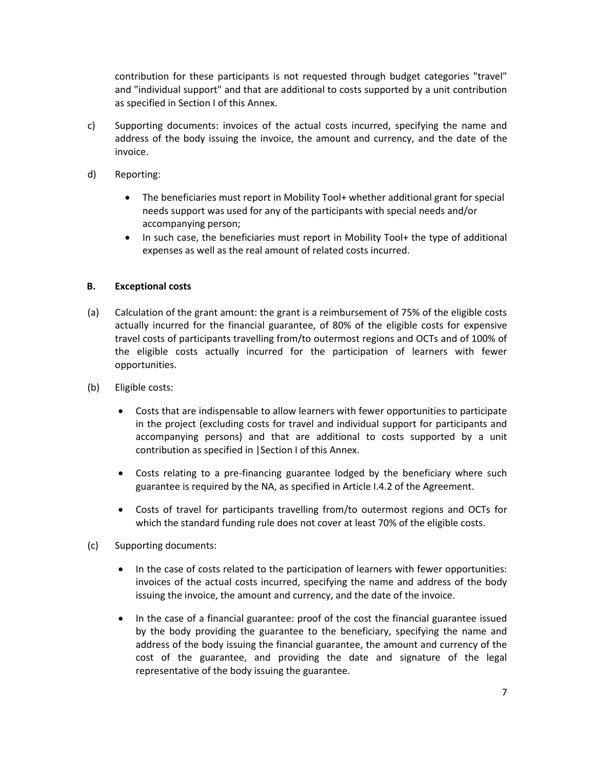contribution for these participants is not requested through budget categories "travel" and "individual support" and that are additional to costs supported by a unit contribution as specified in Section I of this Annex.

c) Supporting documents: invoices of the actual costs incurred, specifying the name and address of the body issuing the invoice, the amount and currency, and the date of the invoice.

d) Reporting:

- The beneficiaries must report in Mobility Tool+ whether additional grant for special needs support was used for any of the participants with special needs and/or accompanying person;
- In such case, the beneficiaries must report in Mobility Tool+ the type of additional expenses as well as the real amount of related costs incurred.

**B. Exceptional costs**

(a) Calculation of the grant amount: the grant is a reimbursement of 75% of the eligible costs actually incurred for the financial guarantee, of 80% of the eligible costs for expensive travel costs of participants travelling from/to outermost regions and OCTs and of 100% of the eligible costs actually incurred for the participation of learners with fewer opportunities.

(b) Eligible costs:

- Costs that are indispensable to allow learners with fewer opportunities to participate in the project (excluding costs for travel and individual support for participants and accompanying persons) and that are additional to costs supported by a unit contribution as specified in |Section I of this Annex.
- Costs relating to a pre-financing guarantee lodged by the beneficiary where such guarantee is required by the NA, as specified in Article I.4.2 of the Agreement.
- Costs of travel for participants travelling from/to outermost regions and OCTs for which the standard funding rule does not cover at least 70% of the eligible costs.

(c) Supporting documents:

- In the case of costs related to the participation of learners with fewer opportunities: invoices of the actual costs incurred, specifying the name and address of the body issuing the invoice, the amount and currency, and the date of the invoice.
- In the case of a financial guarantee: proof of the cost the financial guarantee issued by the body providing the guarantee to the beneficiary, specifying the name and address of the body issuing the financial guarantee, the amount and currency of the cost of the guarantee, and providing the date and signature of the legal representative of the body issuing the guarantee.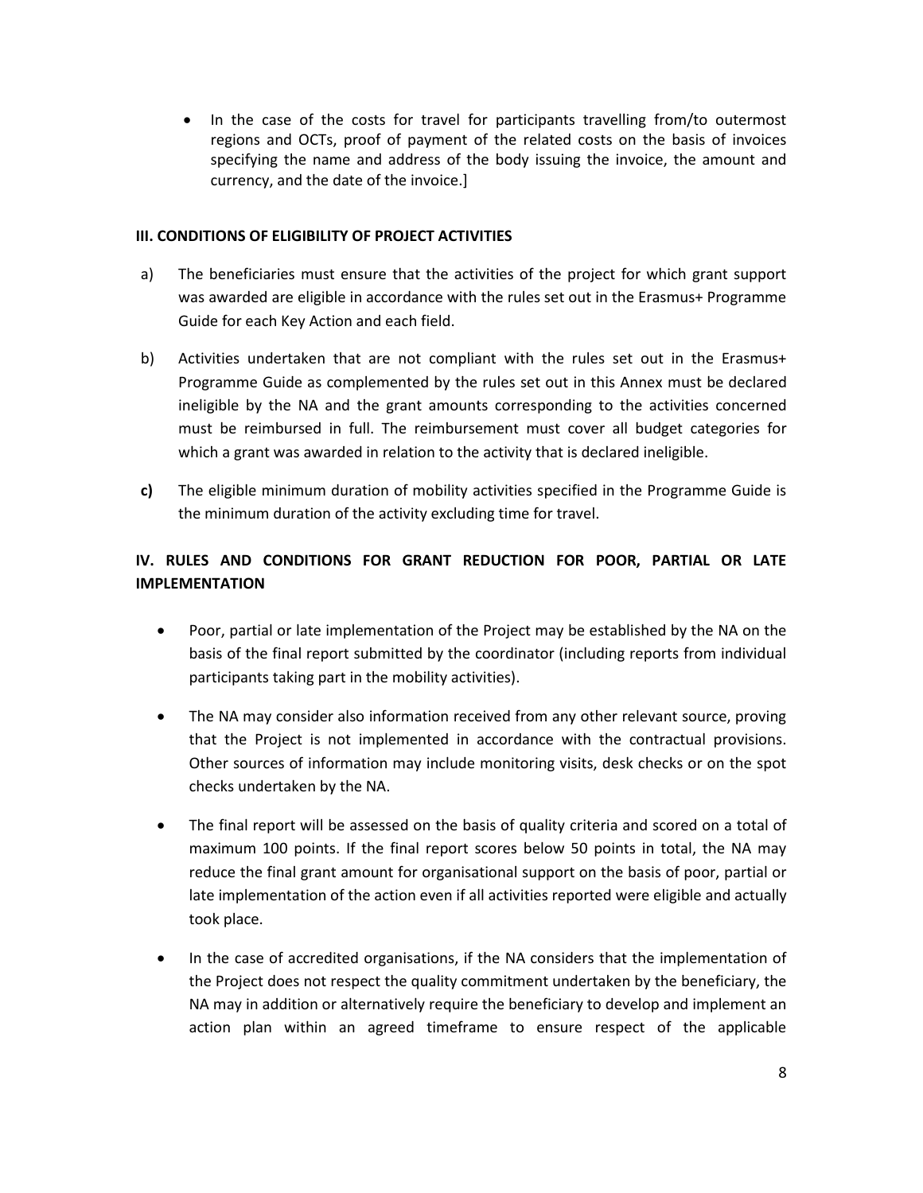- In the case of the costs for travel for participants travelling from/to outermost regions and OCTs, proof of payment of the related costs on the basis of invoices specifying the name and address of the body issuing the invoice, the amount and currency, and the date of the invoice.]

**III. CONDITIONS OF ELIGIBILITY OF PROJECT ACTIVITIES**

a) The beneficiaries must ensure that the activities of the project for which grant support was awarded are eligible in accordance with the rules set out in the Erasmus+ Programme Guide for each Key Action and each field.

b) Activities undertaken that are not compliant with the rules set out in the Erasmus+ Programme Guide as complemented by the rules set out in this Annex must be declared ineligible by the NA and the grant amounts corresponding to the activities concerned must be reimbursed in full. The reimbursement must cover all budget categories for which a grant was awarded in relation to the activity that is declared ineligible.

**c)** The eligible minimum duration of mobility activities specified in the Programme Guide is the minimum duration of the activity excluding time for travel.

**IV. RULES AND CONDITIONS FOR GRANT REDUCTION FOR POOR, PARTIAL OR LATE IMPLEMENTATION**

- Poor, partial or late implementation of the Project may be established by the NA on the basis of the final report submitted by the coordinator (including reports from individual participants taking part in the mobility activities).
- The NA may consider also information received from any other relevant source, proving that the Project is not implemented in accordance with the contractual provisions. Other sources of information may include monitoring visits, desk checks or on the spot checks undertaken by the NA.
- The final report will be assessed on the basis of quality criteria and scored on a total of maximum 100 points. If the final report scores below 50 points in total, the NA may reduce the final grant amount for organisational support on the basis of poor, partial or late implementation of the action even if all activities reported were eligible and actually took place.
- In the case of accredited organisations, if the NA considers that the implementation of the Project does not respect the quality commitment undertaken by the beneficiary, the NA may in addition or alternatively require the beneficiary to develop and implement an action plan within an agreed timeframe to ensure respect of the applicable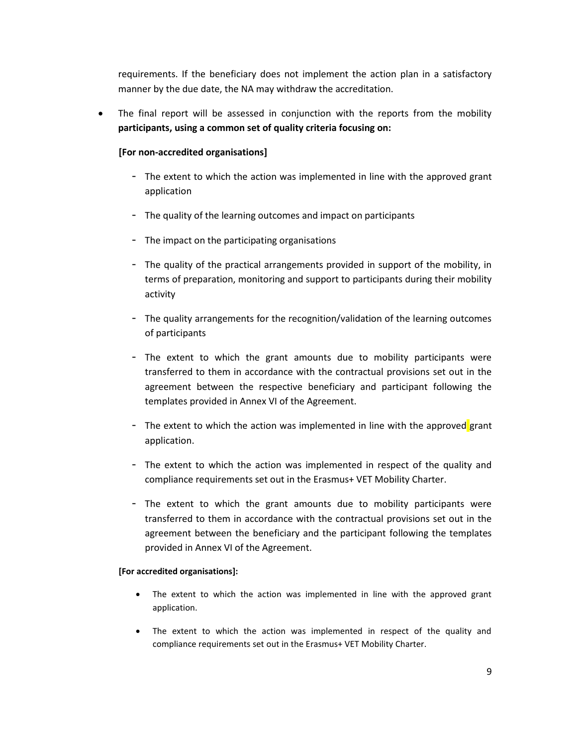requirements. If the beneficiary does not implement the action plan in a satisfactory manner by the due date, the NA may withdraw the accreditation.

- The final report will be assessed in conjunction with the reports from the mobility **participants, using a common set of quality criteria focusing on:**

  **[For non-accredited organisations]**

  - The extent to which the action was implemented in line with the approved grant application
  - The quality of the learning outcomes and impact on participants
  - The impact on the participating organisations
  - The quality of the practical arrangements provided in support of the mobility, in terms of preparation, monitoring and support to participants during their mobility activity
  - The quality arrangements for the recognition/validation of the learning outcomes of participants
  - The extent to which the grant amounts due to mobility participants were transferred to them in accordance with the contractual provisions set out in the agreement between the respective beneficiary and participant following the templates provided in Annex VI of the Agreement.
  - The extent to which the action was implemented in line with the approved grant application.
  - The extent to which the action was implemented in respect of the quality and compliance requirements set out in the Erasmus+ VET Mobility Charter.
  - The extent to which the grant amounts due to mobility participants were transferred to them in accordance with the contractual provisions set out in the agreement between the beneficiary and the participant following the templates provided in Annex VI of the Agreement.

  **[For accredited organisations]:**

  - The extent to which the action was implemented in line with the approved grant application.
  - The extent to which the action was implemented in respect of the quality and compliance requirements set out in the Erasmus+ VET Mobility Charter.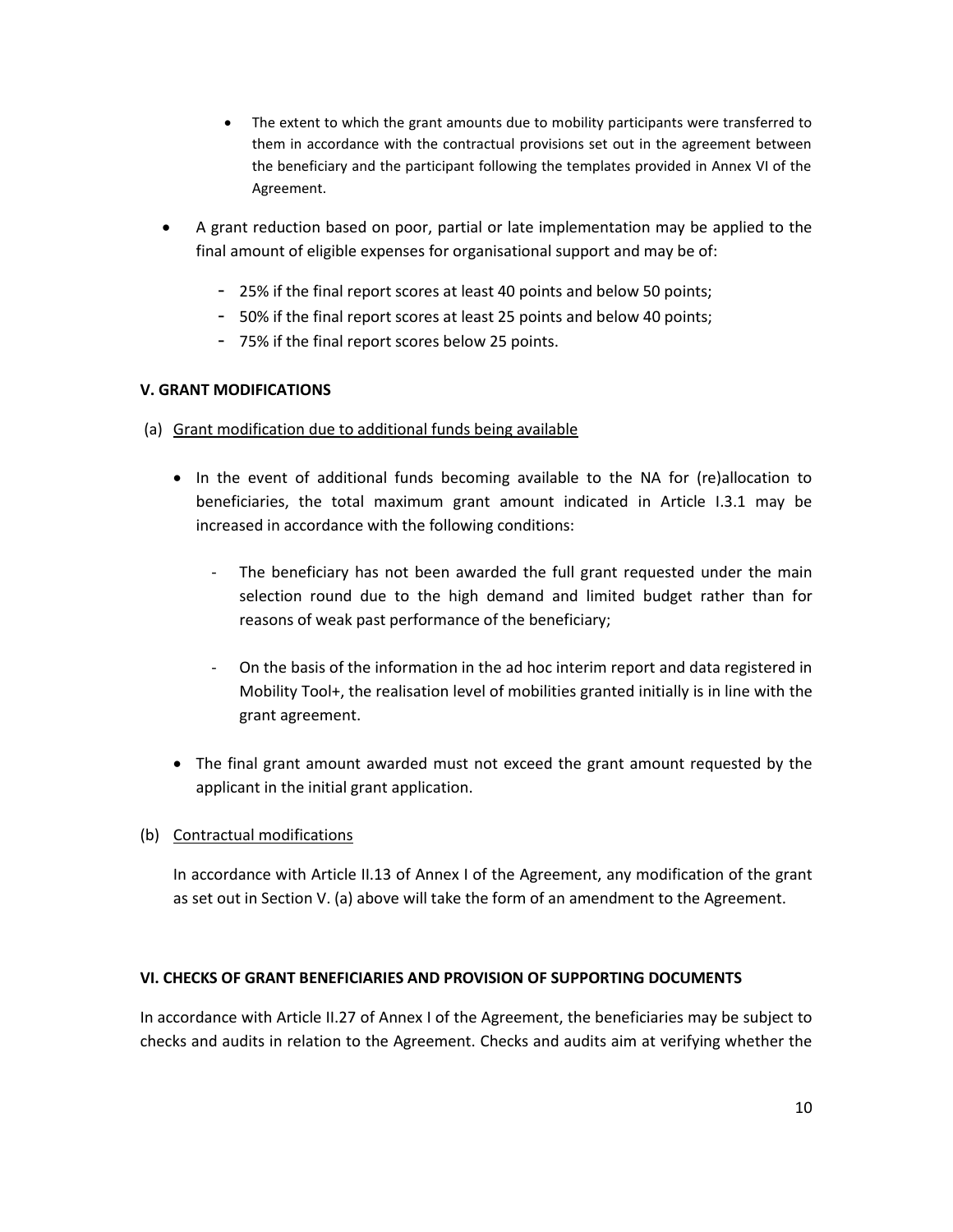- The extent to which the grant amounts due to mobility participants were transferred to them in accordance with the contractual provisions set out in the agreement between the beneficiary and the participant following the templates provided in Annex VI of the Agreement.

- A grant reduction based on poor, partial or late implementation may be applied to the final amount of eligible expenses for organisational support and may be of:
  - 25% if the final report scores at least 40 points and below 50 points;
  - 50% if the final report scores at least 25 points and below 40 points;
  - 75% if the final report scores below 25 points.

**V. GRANT MODIFICATIONS**

(a) Grant modification due to additional funds being available

- In the event of additional funds becoming available to the NA for (re)allocation to beneficiaries, the total maximum grant amount indicated in Article I.3.1 may be increased in accordance with the following conditions:
  - The beneficiary has not been awarded the full grant requested under the main selection round due to the high demand and limited budget rather than for reasons of weak past performance of the beneficiary;
  - On the basis of the information in the ad hoc interim report and data registered in Mobility Tool+, the realisation level of mobilities granted initially is in line with the grant agreement.

- The final grant amount awarded must not exceed the grant amount requested by the applicant in the initial grant application.

(b) Contractual modifications

In accordance with Article II.13 of Annex I of the Agreement, any modification of the grant as set out in Section V. (a) above will take the form of an amendment to the Agreement.

**VI. CHECKS OF GRANT BENEFICIARIES AND PROVISION OF SUPPORTING DOCUMENTS**

In accordance with Article II.27 of Annex I of the Agreement, the beneficiaries may be subject to checks and audits in relation to the Agreement. Checks and audits aim at verifying whether the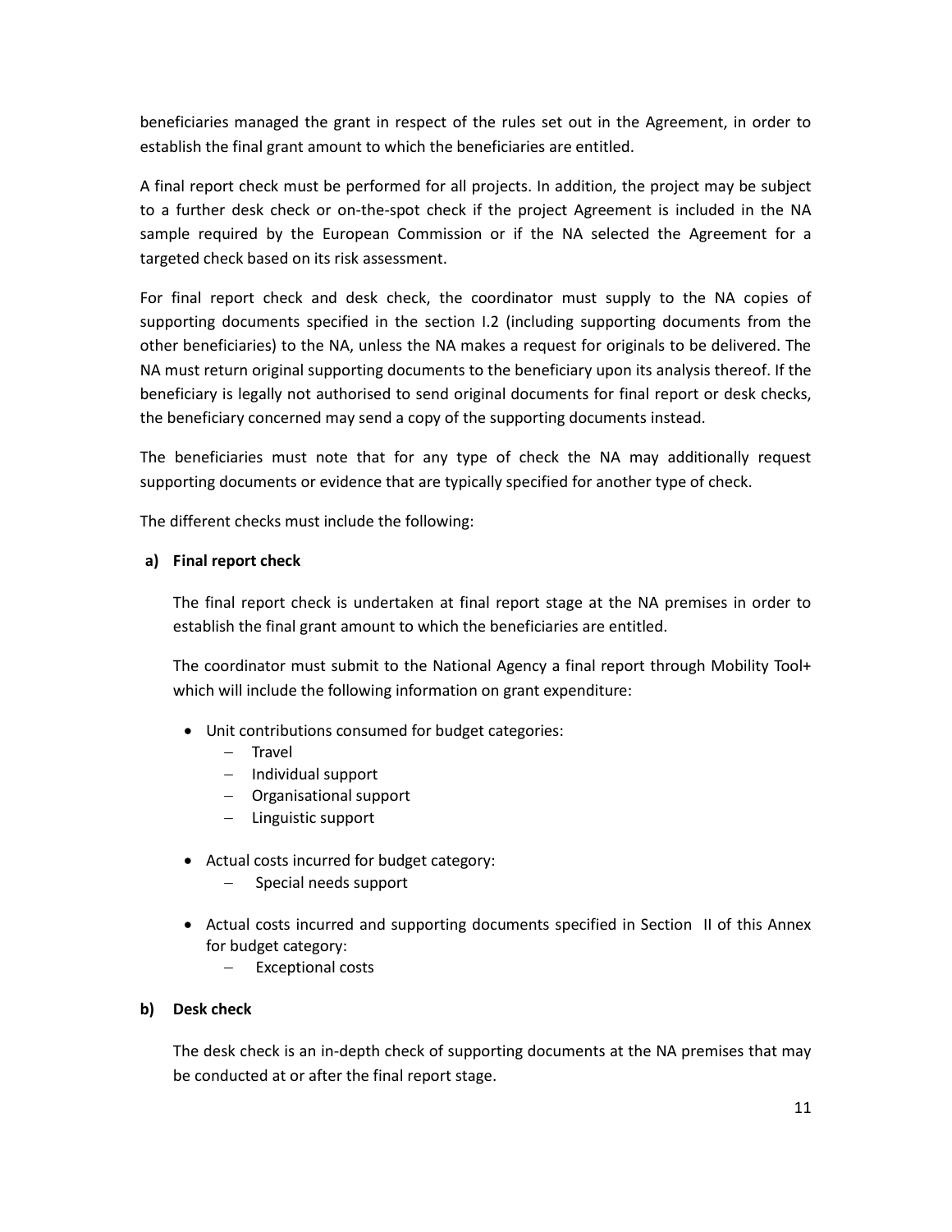beneficiaries managed the grant in respect of the rules set out in the Agreement, in order to establish the final grant amount to which the beneficiaries are entitled.

A final report check must be performed for all projects. In addition, the project may be subject to a further desk check or on-the-spot check if the project Agreement is included in the NA sample required by the European Commission or if the NA selected the Agreement for a targeted check based on its risk assessment.

For final report check and desk check, the coordinator must supply to the NA copies of supporting documents specified in the section I.2 (including supporting documents from the other beneficiaries) to the NA, unless the NA makes a request for originals to be delivered. The NA must return original supporting documents to the beneficiary upon its analysis thereof. If the beneficiary is legally not authorised to send original documents for final report or desk checks, the beneficiary concerned may send a copy of the supporting documents instead.

The beneficiaries must note that for any type of check the NA may additionally request supporting documents or evidence that are typically specified for another type of check.

The different checks must include the following:

**a) Final report check**

The final report check is undertaken at final report stage at the NA premises in order to establish the final grant amount to which the beneficiaries are entitled.

The coordinator must submit to the National Agency a final report through Mobility Tool+ which will include the following information on grant expenditure:

- Unit contributions consumed for budget categories:
  - Travel
  - Individual support
  - Organisational support
  - Linguistic support

- Actual costs incurred for budget category:
  - Special needs support

- Actual costs incurred and supporting documents specified in Section II of this Annex for budget category:
  - Exceptional costs

**b) Desk check**

The desk check is an in-depth check of supporting documents at the NA premises that may be conducted at or after the final report stage.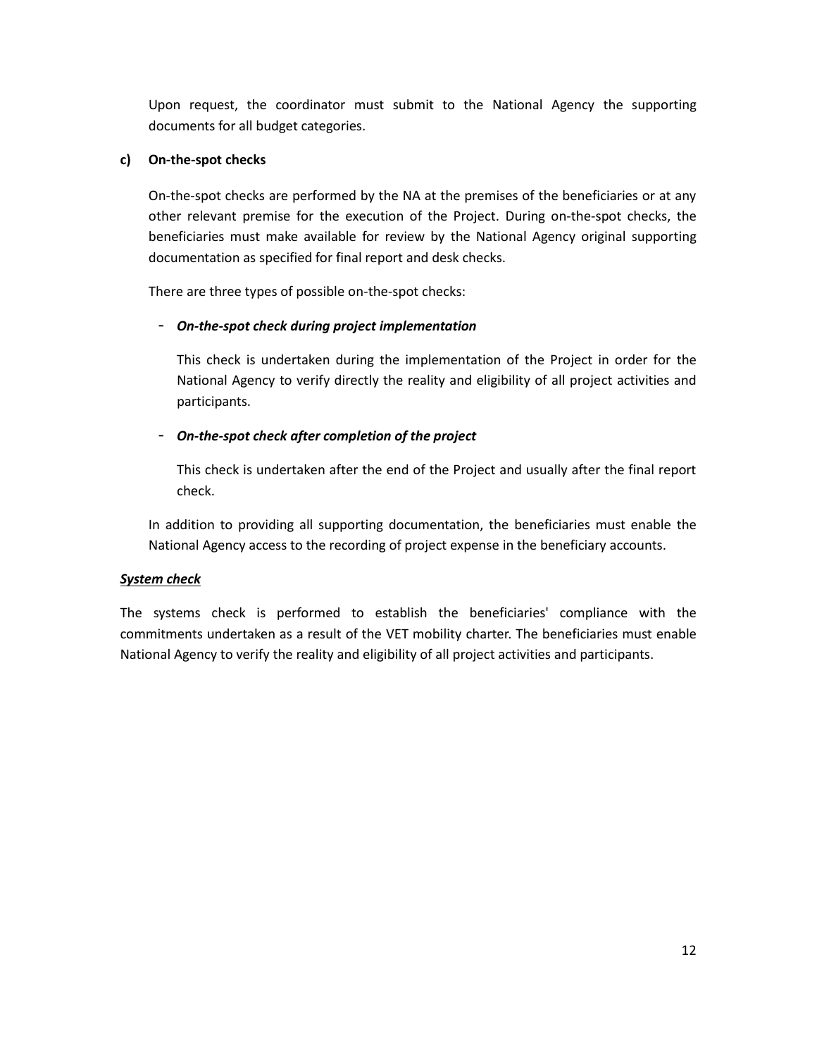Upon request, the coordinator must submit to the National Agency the supporting documents for all budget categories.

**c) On-the-spot checks**

On-the-spot checks are performed by the NA at the premises of the beneficiaries or at any other relevant premise for the execution of the Project. During on-the-spot checks, the beneficiaries must make available for review by the National Agency original supporting documentation as specified for final report and desk checks.

There are three types of possible on-the-spot checks:

- ***On-the-spot check during project implementation***

  This check is undertaken during the implementation of the Project in order for the National Agency to verify directly the reality and eligibility of all project activities and participants.

- ***On-the-spot check after completion of the project***

  This check is undertaken after the end of the Project and usually after the final report check.

In addition to providing all supporting documentation, the beneficiaries must enable the National Agency access to the recording of project expense in the beneficiary accounts.

***<u>System check</u>***

The systems check is performed to establish the beneficiaries' compliance with the commitments undertaken as a result of the VET mobility charter. The beneficiaries must enable National Agency to verify the reality and eligibility of all project activities and participants.